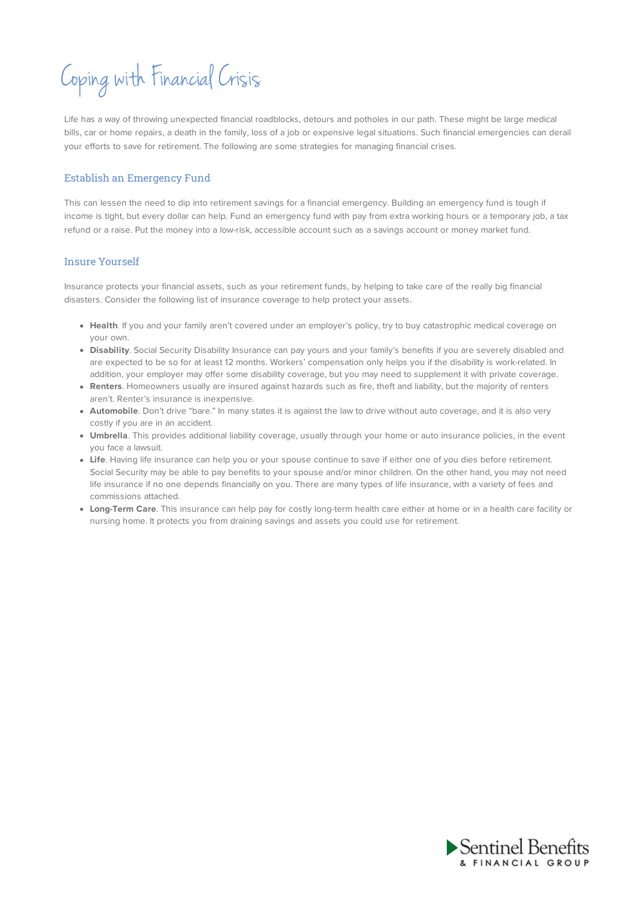# Coping with Financial Crisis

Life has a way of throwing unexpected financial roadblocks, detours and potholes in our path. These might be large medical bills, car or home repairs, a death in the family, loss of a job or expensive legal situations. Such financial emergencies can derail your efforts to save for retirement. The following are some strategies for managing financial crises.

## Establish an Emergency Fund

This can lessen the need to dip into retirement savings for a financial emergency. Building an emergency fund is tough if income is tight, but every dollar can help. Fund an emergency fund with pay from extra working hours or a temporary job, a tax refund or a raise. Put the money into a low-risk, accessible account such as a savings account or money market fund.

## Insure Yourself

Insurance protects your financial assets, such as your retirement funds, by helping to take care of the really big financial disasters. Consider the following list of insurance coverage to help protect your assets.

- **Health**. If you and your family aren't covered under an employer's policy, try to buy catastrophic medical coverage on your own.
- **Disability**. Social Security Disability Insurance can pay yours and your family's benefits if you are severely disabled and are expected to be so for at least 12 months. Workers' compensation only helps you if the disability is work-related. In addition, your employer may offer some disability coverage, but you may need to supplement it with private coverage.
- **Renters**. Homeowners usually are insured against hazards such as fire, theft and liability, but the majority of renters aren't. Renter's insurance is inexpensive.
- **Automobile**. Don't drive "bare." In many states it is against the law to drive without auto coverage, and it is also very costly if you are in an accident.
- **Umbrella**. This provides additional liability coverage, usually through your home or auto insurance policies, in the event you face a lawsuit.
- **Life**. Having life insurance can help you or your spouse continue to save if either one of you dies before retirement. Social Security may be able to pay benefits to your spouse and/or minor children. On the other hand, you may not need life insurance if no one depends financially on you. There are many types of life insurance, with a variety of fees and commissions attached.
- **Long-Term Care**. This insurance can help pay for costly long-term health care either at home or in a health care facility or nursing home. It protects you from draining savings and assets you could use for retirement.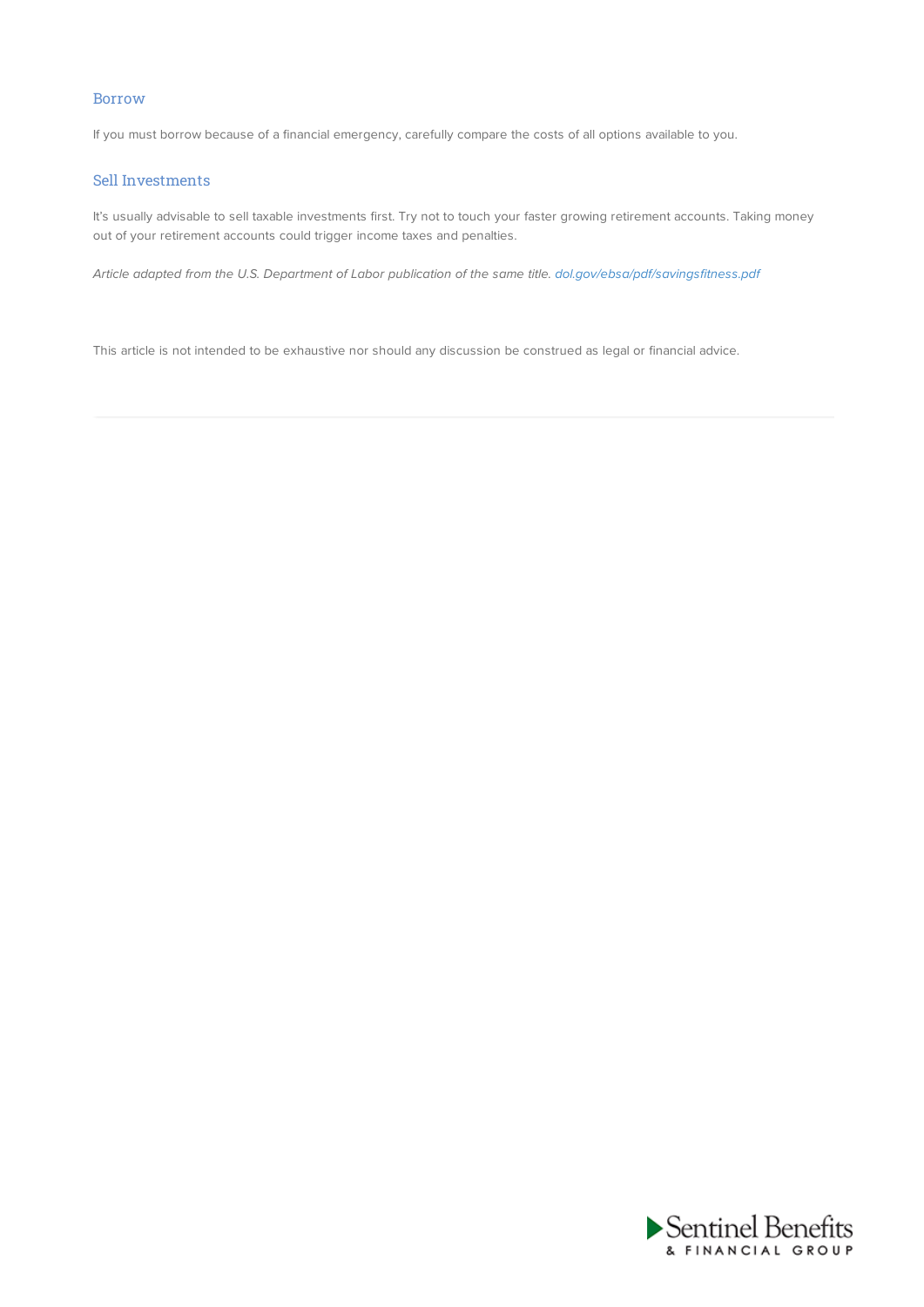## Borrow

If you must borrow because of a financial emergency, carefully compare the costs of all options available to you.

## Sell Investments

It's usually advisable to sell taxable investments first. Try not to touch your faster growing retirement accounts. Taking money out of your retirement accounts could trigger income taxes and penalties.

*Article adapted from the U.S. Department of Labor publication of the same title. dol.gov/ebsa/pdf/savingsfitness.pdf*

This article is not intended to be exhaustive nor should any discussion be construed as legal or financial advice.

---

Sentinel Benefits
& FINANCIAL GROUP